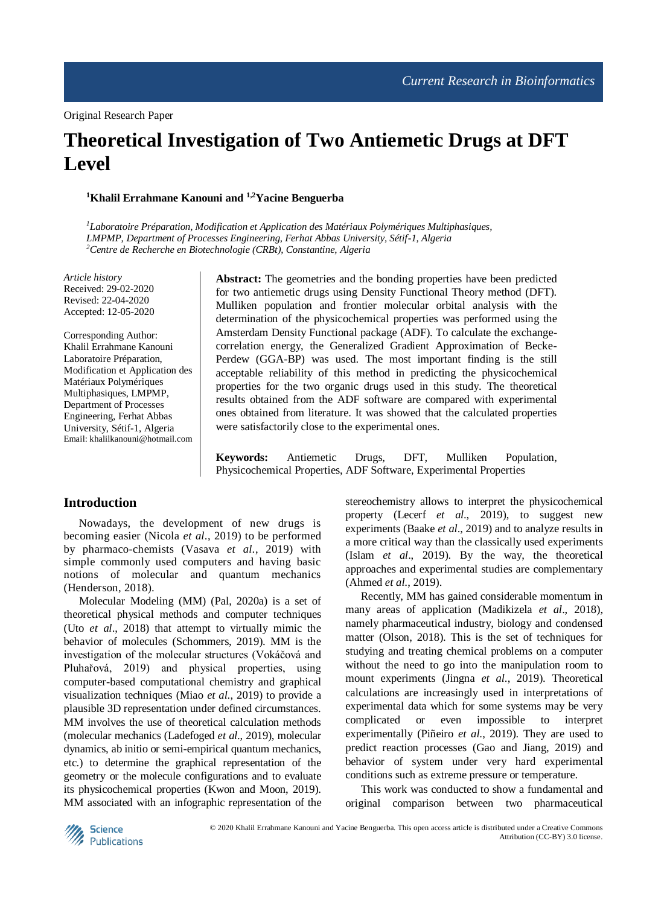Original Research Paper

# Theoretical Investigation of Two Antiemetic Drugs at DFT Level

**[1]Khalil Errahmane Kanouni and [1,2]Yacine Benguerba**

*[1]Laboratoire Préparation, Modification et Application des Matériaux Polymériques Multiphasiques, LMPMP, Department of Processes Engineering, Ferhat Abbas University, Sétif-1, Algeria*
*[2]Centre de Recherche en Biotechnologie (CRBt), Constantine, Algeria*

*Article history*
Received: 29-02-2020
Revised: 22-04-2020
Accepted: 12-05-2020

Corresponding Author:
Khalil Errahmane Kanouni
Laboratoire Préparation, Modification et Application des Matériaux Polymériques Multiphasiques, LMPMP, Department of Processes Engineering, Ferhat Abbas University, Sétif-1, Algeria
Email: khalilkanouni@hotmail.com

**Abstract:** The geometries and the bonding properties have been predicted for two antiemetic drugs using Density Functional Theory method (DFT). Mulliken population and frontier molecular orbital analysis with the determination of the physicochemical properties was performed using the Amsterdam Density Functional package (ADF). To calculate the exchange-correlation energy, the Generalized Gradient Approximation of Becke-Perdew (GGA-BP) was used. The most important finding is the still acceptable reliability of this method in predicting the physicochemical properties for the two organic drugs used in this study. The theoretical results obtained from the ADF software are compared with experimental ones obtained from literature. It was showed that the calculated properties were satisfactorily close to the experimental ones.

**Keywords:** Antiemetic Drugs, DFT, Mulliken Population, Physicochemical Properties, ADF Software, Experimental Properties

## Introduction

Nowadays, the development of new drugs is becoming easier (Nicola *et al*., 2019) to be performed by pharmaco-chemists (Vasava *et al.*, 2019) with simple commonly used computers and having basic notions of molecular and quantum mechanics (Henderson, 2018).

Molecular Modeling (MM) (Pal, 2020a) is a set of theoretical physical methods and computer techniques (Uto *et al*., 2018) that attempt to virtually mimic the behavior of molecules (Schommers, 2019). MM is the investigation of the molecular structures (Vokáčová and Pluhařová, 2019) and physical properties, using computer-based computational chemistry and graphical visualization techniques (Miao *et al.*, 2019) to provide a plausible 3D representation under defined circumstances. MM involves the use of theoretical calculation methods (molecular mechanics (Ladefoged *et al*., 2019), molecular dynamics, ab initio or semi-empirical quantum mechanics, etc.) to determine the graphical representation of the geometry or the molecule configurations and to evaluate its physicochemical properties (Kwon and Moon, 2019). MM associated with an infographic representation of the stereochemistry allows to interpret the physicochemical property (Lecerf *et al*., 2019), to suggest new experiments (Baake *et al*., 2019) and to analyze results in a more critical way than the classically used experiments (Islam *et al*., 2019). By the way, the theoretical approaches and experimental studies are complementary (Ahmed *et al*., 2019).

Recently, MM has gained considerable momentum in many areas of application (Madikizela *et al*., 2018), namely pharmaceutical industry, biology and condensed matter (Olson, 2018). This is the set of techniques for studying and treating chemical problems on a computer without the need to go into the manipulation room to mount experiments (Jingna *et al*., 2019). Theoretical calculations are increasingly used in interpretations of experimental data which for some systems may be very complicated or even impossible to interpret experimentally (Piñeiro *et al*., 2019). They are used to predict reaction processes (Gao and Jiang, 2019) and behavior of system under very hard experimental conditions such as extreme pressure or temperature.

This work was conducted to show a fundamental and original comparison between two pharmaceutical

© 2020 Khalil Errahmane Kanouni and Yacine Benguerba. This open access article is distributed under a Creative Commons Attribution (CC-BY) 3.0 license.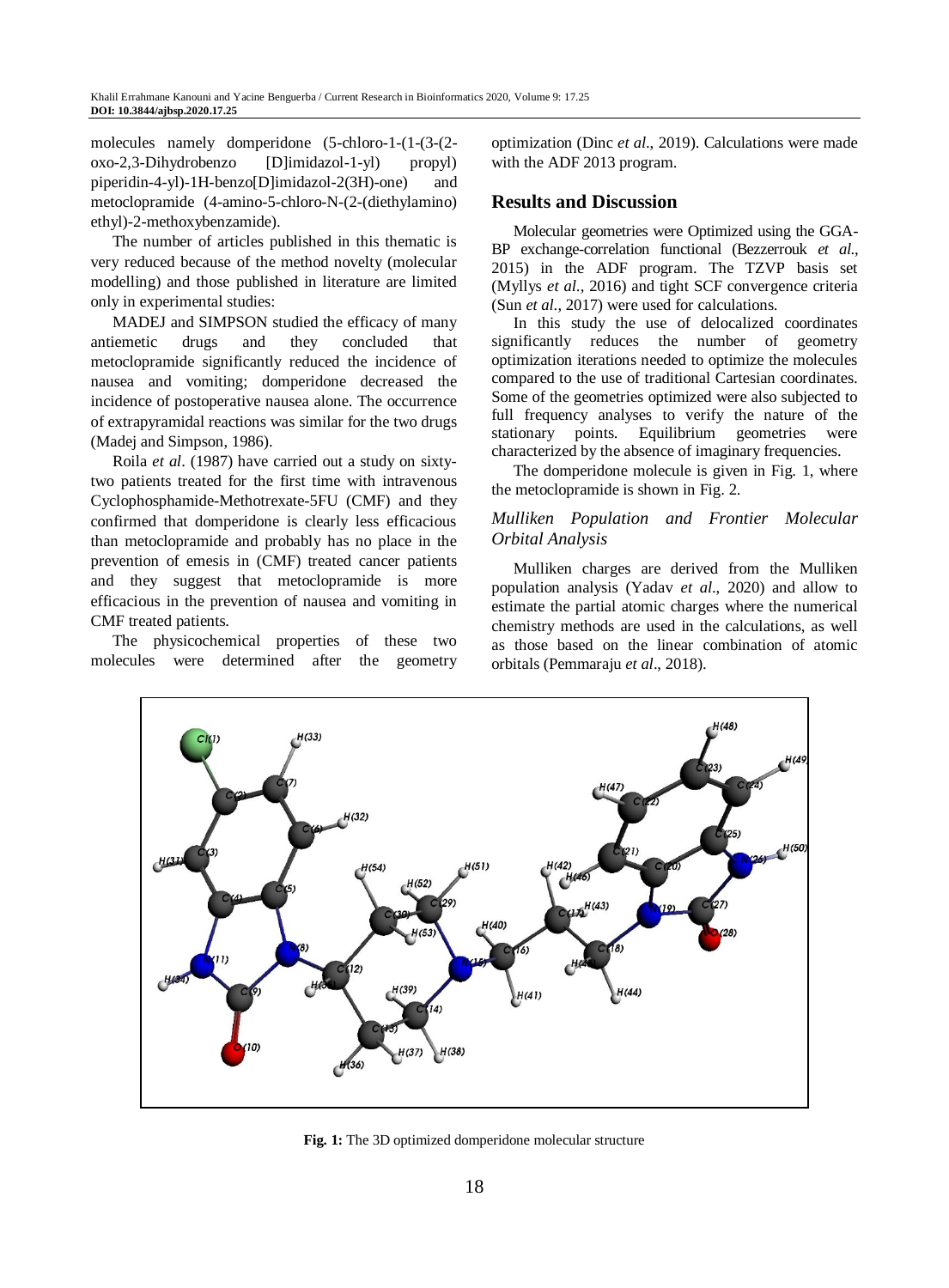molecules namely domperidone (5-chloro-1-(1-(3-(2-oxo-2,3-Dihydrobenzo [D]imidazol-1-yl) propyl) piperidin-4-yl)-1H-benzo[D]imidazol-2(3H)-one) and metoclopramide (4-amino-5-chloro-N-(2-(diethylamino) ethyl)-2-methoxybenzamide).

The number of articles published in this thematic is very reduced because of the method novelty (molecular modelling) and those published in literature are limited only in experimental studies:

MADEJ and SIMPSON studied the efficacy of many antiemetic drugs and they concluded that metoclopramide significantly reduced the incidence of nausea and vomiting; domperidone decreased the incidence of postoperative nausea alone. The occurrence of extrapyramidal reactions was similar for the two drugs (Madej and Simpson, 1986).

Roila *et al*. (1987) have carried out a study on sixty-two patients treated for the first time with intravenous Cyclophosphamide-Methotrexate-5FU (CMF) and they confirmed that domperidone is clearly less efficacious than metoclopramide and probably has no place in the prevention of emesis in (CMF) treated cancer patients and they suggest that metoclopramide is more efficacious in the prevention of nausea and vomiting in CMF treated patients.

The physicochemical properties of these two molecules were determined after the geometry optimization (Dinc *et al*., 2019). Calculations were made with the ADF 2013 program.

## Results and Discussion

Molecular geometries were Optimized using the GGA-BP exchange-correlation functional (Bezzerrouk *et al*., 2015) in the ADF program. The TZVP basis set (Myllys *et al*., 2016) and tight SCF convergence criteria (Sun *et al*., 2017) were used for calculations.

In this study the use of delocalized coordinates significantly reduces the number of geometry optimization iterations needed to optimize the molecules compared to the use of traditional Cartesian coordinates. Some of the geometries optimized were also subjected to full frequency analyses to verify the nature of the stationary points. Equilibrium geometries were characterized by the absence of imaginary frequencies.

The domperidone molecule is given in Fig. 1, where the metoclopramide is shown in Fig. 2.

### *Mulliken Population and Frontier Molecular Orbital Analysis*

Mulliken charges are derived from the Mulliken population analysis (Yadav *et al*., 2020) and allow to estimate the partial atomic charges where the numerical chemistry methods are used in the calculations, as well as those based on the linear combination of atomic orbitals (Pemmaraju *et al*., 2018).

**Fig. 1:** The 3D optimized domperidone molecular structure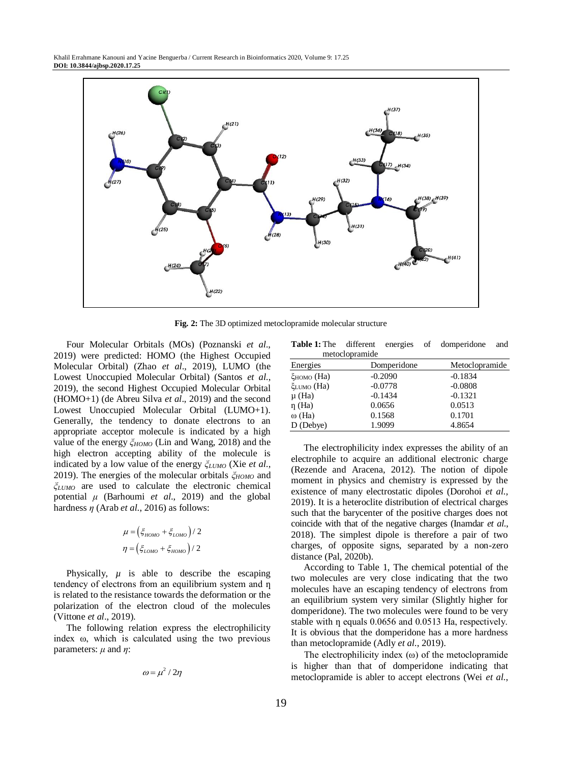**Fig. 2:** The 3D optimized metoclopramide molecular structure

Four Molecular Orbitals (MOs) (Poznanski *et al*., 2019) were predicted: HOMO (the Highest Occupied Molecular Orbital) (Zhao *et al*., 2019), LUMO (the Lowest Unoccupied Molecular Orbital) (Santos *et al.*, 2019), the second Highest Occupied Molecular Orbital (HOMO+1) (de Abreu Silva *et al*., 2019) and the second Lowest Unoccupied Molecular Orbital (LUMO+1). Generally, the tendency to donate electrons to an appropriate acceptor molecule is indicated by a high value of the energy $\xi_{HOMO}$ (Lin and Wang, 2018) and the high electron accepting ability of the molecule is indicated by a low value of the energy $\xi_{LUMO}$ (Xie *et al.*, 2019). The energies of the molecular orbitals $\xi_{HOMO}$ and $\xi_{LUMO}$ are used to calculate the electronic chemical potential $\mu$ (Barhoumi *et al*., 2019) and the global hardness $\eta$ (Arab *et al.*, 2016) as follows:

$$\mu = \left(\xi_{HOMO} + \xi_{LOMO}\right) / 2$$

$$\eta = \left(\xi_{LOMO} + \xi_{HOMO}\right) / 2$$

Physically, $\mu$ is able to describe the escaping tendency of electrons from an equilibrium system and η is related to the resistance towards the deformation or the polarization of the electron cloud of the molecules (Vittone *et al*., 2019).

The following relation express the electrophilicity index ω, which is calculated using the two previous parameters: $\mu$ and $\eta$:

$$\omega = \mu^2 / 2\eta$$

**Table 1:** The different energies of domperidone and metoclopramide

| Energies | Domperidone | Metoclopramide |
|---|---|---|
| $\xi_{HOMO}$ (Ha) | -0.2090 | -0.1834 |
| $\xi_{LUMO}$ (Ha) | -0.0778 | -0.0808 |
| μ (Ha) | -0.1434 | -0.1321 |
| η (Ha) | 0.0656 | 0.0513 |
| ω (Ha) | 0.1568 | 0.1701 |
| D (Debye) | 1.9099 | 4.8654 |

The electrophilicity index expresses the ability of an electrophile to acquire an additional electronic charge (Rezende and Aracena, 2012). The notion of dipole moment in physics and chemistry is expressed by the existence of many electrostatic dipoles (Dorohoi *et al.*, 2019). It is a heteroclite distribution of electrical charges such that the barycenter of the positive charges does not coincide with that of the negative charges (Inamdar *et al.*, 2018). The simplest dipole is therefore a pair of two charges, of opposite signs, separated by a non-zero distance (Pal, 2020b).

According to Table 1, The chemical potential of the two molecules are very close indicating that the two molecules have an escaping tendency of electrons from an equilibrium system very similar (Slightly higher for domperidone). The two molecules were found to be very stable with η equals 0.0656 and 0.0513 Ha, respectively. It is obvious that the domperidone has a more hardness than metoclopramide (Adly *et al.*, 2019).

The electrophilicity index (ω) of the metoclopramide is higher than that of domperidone indicating that metoclopramide is abler to accept electrons (Wei *et al.*,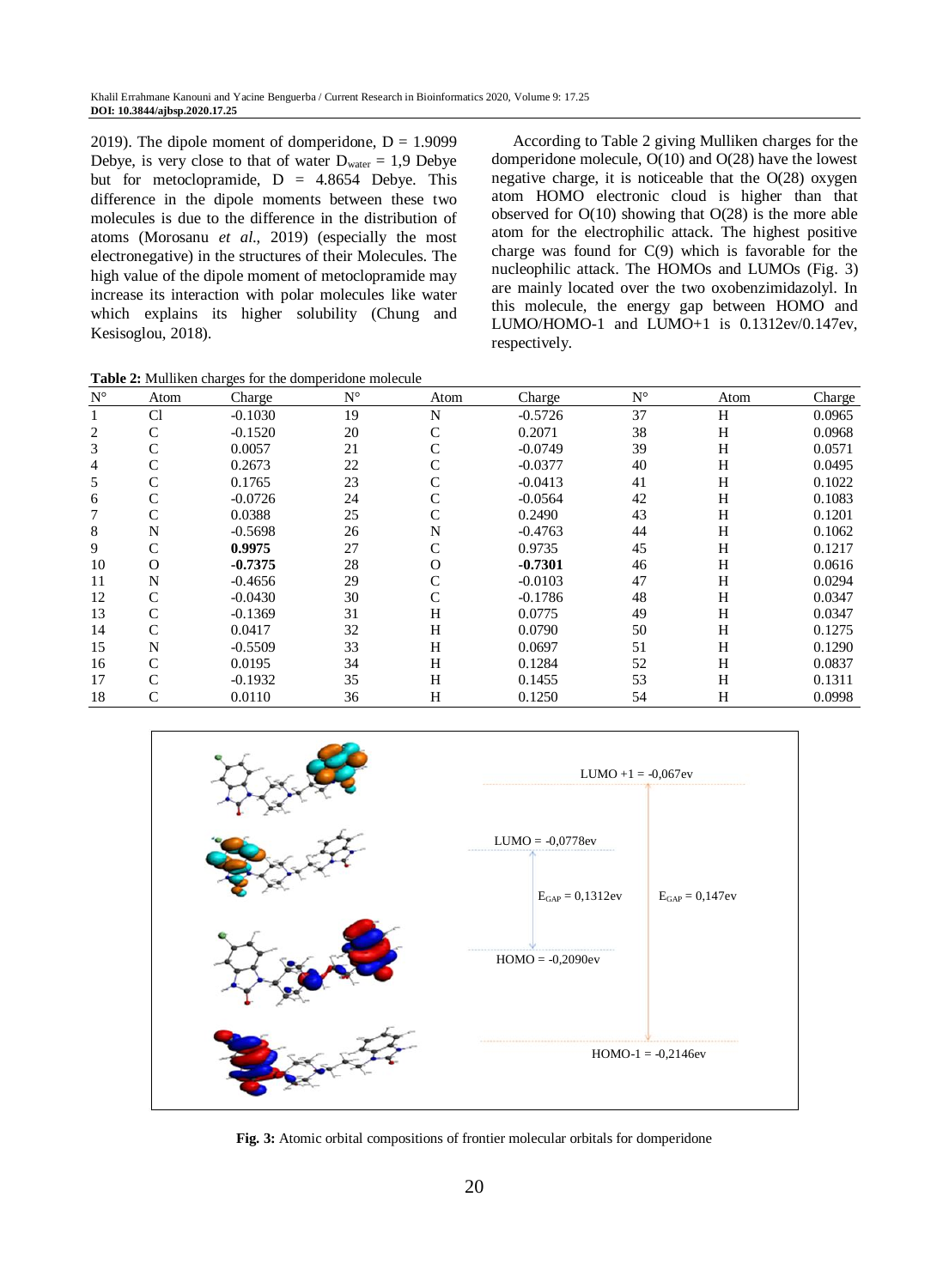2019). The dipole moment of domperidone, D = 1.9099 Debye, is very close to that of water $D_{water}$ = 1,9 Debye but for metoclopramide, D = 4.8654 Debye. This difference in the dipole moments between these two molecules is due to the difference in the distribution of atoms (Morosanu *et al*., 2019) (especially the most electronegative) in the structures of their Molecules. The high value of the dipole moment of metoclopramide may increase its interaction with polar molecules like water which explains its higher solubility (Chung and Kesisoglou, 2018).

According to Table 2 giving Mulliken charges for the domperidone molecule, O(10) and O(28) have the lowest negative charge, it is noticeable that the O(28) oxygen atom HOMO electronic cloud is higher than that observed for O(10) showing that O(28) is the more able atom for the electrophilic attack. The highest positive charge was found for C(9) which is favorable for the nucleophilic attack. The HOMOs and LUMOs (Fig. 3) are mainly located over the two oxobenzimidazolyl. In this molecule, the energy gap between HOMO and LUMO/HOMO-1 and LUMO+1 is 0.1312ev/0.147ev, respectively.

**Table 2:** Mulliken charges for the domperidone molecule

| N° | Atom | Charge | N° | Atom | Charge | N° | Atom | Charge |
|---|---|---|---|---|---|---|---|---|
| 1 | Cl | -0.1030 | 19 | N | -0.5726 | 37 | H | 0.0965 |
| 2 | C | -0.1520 | 20 | C | 0.2071 | 38 | H | 0.0968 |
| 3 | C | 0.0057 | 21 | C | -0.0749 | 39 | H | 0.0571 |
| 4 | C | 0.2673 | 22 | C | -0.0377 | 40 | H | 0.0495 |
| 5 | C | 0.1765 | 23 | C | -0.0413 | 41 | H | 0.1022 |
| 6 | C | -0.0726 | 24 | C | -0.0564 | 42 | H | 0.1083 |
| 7 | C | 0.0388 | 25 | C | 0.2490 | 43 | H | 0.1201 |
| 8 | N | -0.5698 | 26 | N | -0.4763 | 44 | H | 0.1062 |
| 9 | C | **0.9975** | 27 | C | 0.9735 | 45 | H | 0.1217 |
| 10 | O | **-0.7375** | 28 | O | **-0.7301** | 46 | H | 0.0616 |
| 11 | N | -0.4656 | 29 | C | -0.0103 | 47 | H | 0.0294 |
| 12 | C | -0.0430 | 30 | C | -0.1786 | 48 | H | 0.0347 |
| 13 | C | -0.1369 | 31 | H | 0.0775 | 49 | H | 0.0347 |
| 14 | C | 0.0417 | 32 | H | 0.0790 | 50 | H | 0.1275 |
| 15 | N | -0.5509 | 33 | H | 0.0697 | 51 | H | 0.1290 |
| 16 | C | 0.0195 | 34 | H | 0.1284 | 52 | H | 0.0837 |
| 17 | C | -0.1932 | 35 | H | 0.1455 | 53 | H | 0.1311 |
| 18 | C | 0.0110 | 36 | H | 0.1250 | 54 | H | 0.0998 |

LUMO +1 = -0,067ev

LUMO = -0,0778ev

$E_{GAP}$ = 0,1312ev

$E_{GAP}$ = 0,147ev

HOMO = -0,2090ev

HOMO-1 = -0,2146ev

**Fig. 3:** Atomic orbital compositions of frontier molecular orbitals for domperidone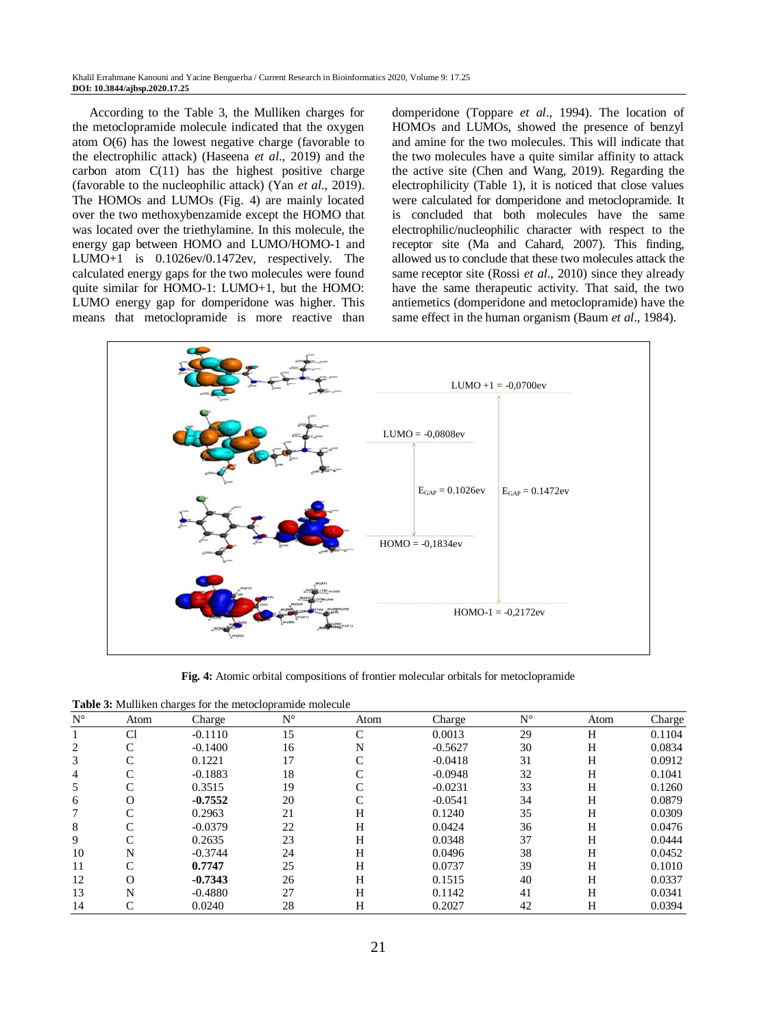According to the Table 3, the Mulliken charges for the metoclopramide molecule indicated that the oxygen atom O(6) has the lowest negative charge (favorable to the electrophilic attack) (Haseena *et al*., 2019) and the carbon atom C(11) has the highest positive charge (favorable to the nucleophilic attack) (Yan *et al*., 2019). The HOMOs and LUMOs (Fig. 4) are mainly located over the two methoxybenzamide except the HOMO that was located over the triethylamine. In this molecule, the energy gap between HOMO and LUMO/HOMO-1 and LUMO+1 is 0.1026ev/0.1472ev, respectively. The calculated energy gaps for the two molecules were found quite similar for HOMO-1: LUMO+1, but the HOMO: LUMO energy gap for domperidone was higher. This means that metoclopramide is more reactive than domperidone (Toppare *et al*., 1994). The location of HOMOs and LUMOs, showed the presence of benzyl and amine for the two molecules. This will indicate that the two molecules have a quite similar affinity to attack the active site (Chen and Wang, 2019). Regarding the electrophilicity (Table 1), it is noticed that close values were calculated for domperidone and metoclopramide. It is concluded that both molecules have the same electrophilic/nucleophilic character with respect to the receptor site (Ma and Cahard, 2007). This finding, allowed us to conclude that these two molecules attack the same receptor site (Rossi *et al*., 2010) since they already have the same therapeutic activity. That said, the two antiemetics (domperidone and metoclopramide) have the same effect in the human organism (Baum *et al*., 1984).

LUMO +1 = -0,0700ev

LUMO = -0,0808ev

$E_{GAP}$ = 0.1026ev

$E_{GAP}$ = 0.1472ev

HOMO = -0,1834ev

HOMO-1 = -0,2172ev

**Fig. 4:** Atomic orbital compositions of frontier molecular orbitals for metoclopramide

**Table 3:** Mulliken charges for the metoclopramide molecule

| N° | Atom | Charge | N° | Atom | Charge | N° | Atom | Charge |
|---|---|---|---|---|---|---|---|---|
| 1 | Cl | -0.1110 | 15 | C | 0.0013 | 29 | H | 0.1104 |
| 2 | C | -0.1400 | 16 | N | -0.5627 | 30 | H | 0.0834 |
| 3 | C | 0.1221 | 17 | C | -0.0418 | 31 | H | 0.0912 |
| 4 | C | -0.1883 | 18 | C | -0.0948 | 32 | H | 0.1041 |
| 5 | C | 0.3515 | 19 | C | -0.0231 | 33 | H | 0.1260 |
| 6 | O | **-0.7552** | 20 | C | -0.0541 | 34 | H | 0.0879 |
| 7 | C | 0.2963 | 21 | H | 0.1240 | 35 | H | 0.0309 |
| 8 | C | -0.0379 | 22 | H | 0.0424 | 36 | H | 0.0476 |
| 9 | C | 0.2635 | 23 | H | 0.0348 | 37 | H | 0.0444 |
| 10 | N | -0.3744 | 24 | H | 0.0496 | 38 | H | 0.0452 |
| 11 | C | **0.7747** | 25 | H | 0.0737 | 39 | H | 0.1010 |
| 12 | O | **-0.7343** | 26 | H | 0.1515 | 40 | H | 0.0337 |
| 13 | N | -0.4880 | 27 | H | 0.1142 | 41 | H | 0.0341 |
| 14 | C | 0.0240 | 28 | H | 0.2027 | 42 | H | 0.0394 |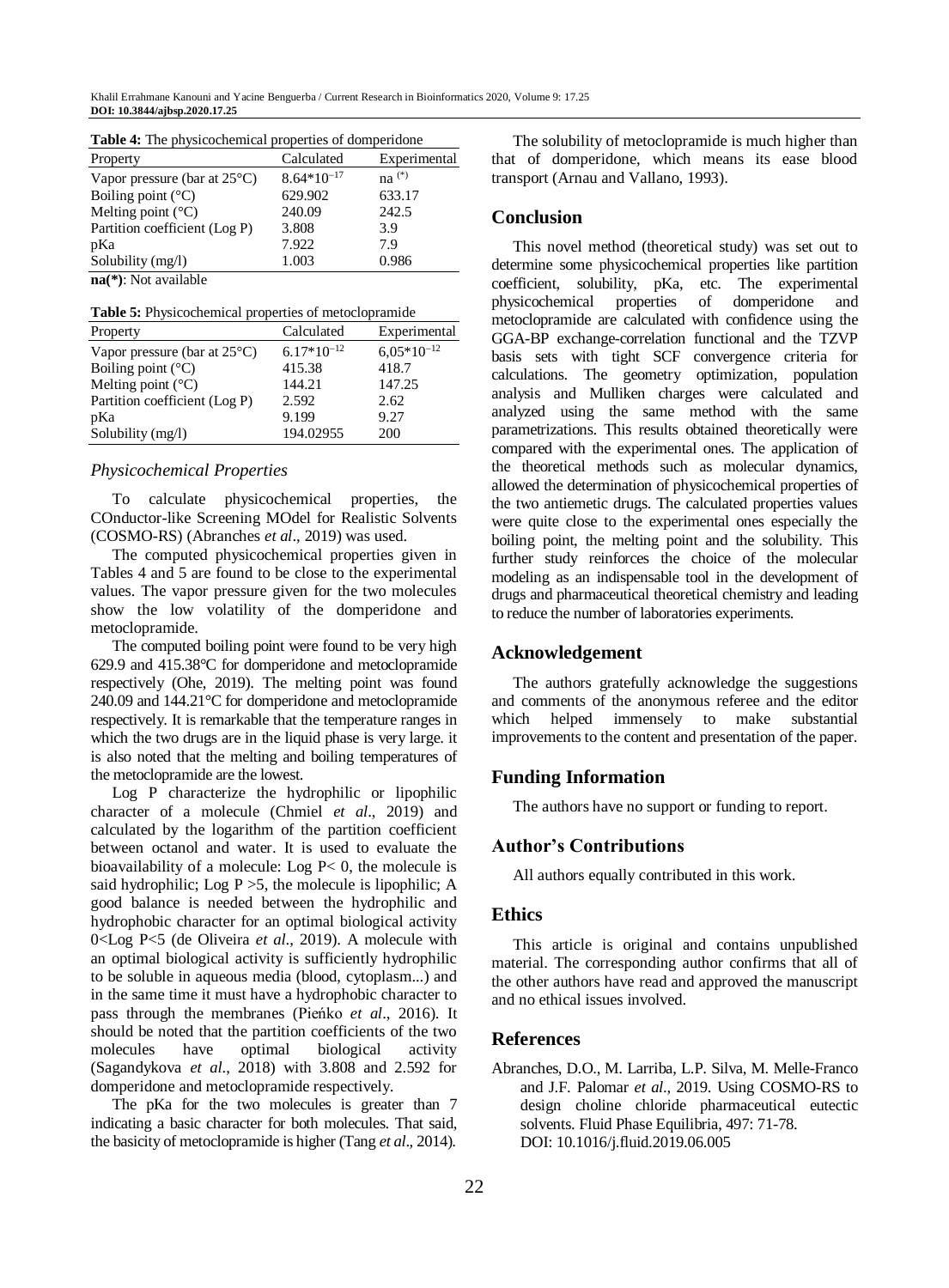**Table 4:** The physicochemical properties of domperidone

| Property | Calculated | Experimental |
|---|---|---|
| Vapor pressure (bar at 25°C) | $8.64*10^{-17}$ | na $^{(*)}$ |
| Boiling point (°C) | 629.902 | 633.17 |
| Melting point (°C) | 240.09 | 242.5 |
| Partition coefficient (Log P) | 3.808 | 3.9 |
| pKa | 7.922 | 7.9 |
| Solubility (mg/l) | 1.003 | 0.986 |

**na(*)**: Not available

**Table 5:** Physicochemical properties of metoclopramide

| Property | Calculated | Experimental |
|---|---|---|
| Vapor pressure (bar at 25°C) | $6.17*10^{-12}$ | $6{,}05*10^{-12}$ |
| Boiling point (°C) | 415.38 | 418.7 |
| Melting point (°C) | 144.21 | 147.25 |
| Partition coefficient (Log P) | 2.592 | 2.62 |
| pKa | 9.199 | 9.27 |
| Solubility (mg/l) | 194.02955 | 200 |

### *Physicochemical Properties*

To calculate physicochemical properties, the COnductor-like Screening MOdel for Realistic Solvents (COSMO-RS) (Abranches *et al*., 2019) was used.

The computed physicochemical properties given in Tables 4 and 5 are found to be close to the experimental values. The vapor pressure given for the two molecules show the low volatility of the domperidone and metoclopramide.

The computed boiling point were found to be very high 629.9 and 415.38°C for domperidone and metoclopramide respectively (Ohe, 2019). The melting point was found 240.09 and 144.21°C for domperidone and metoclopramide respectively. It is remarkable that the temperature ranges in which the two drugs are in the liquid phase is very large. it is also noted that the melting and boiling temperatures of the metoclopramide are the lowest.

Log P characterize the hydrophilic or lipophilic character of a molecule (Chmiel *et al*., 2019) and calculated by the logarithm of the partition coefficient between octanol and water. It is used to evaluate the bioavailability of a molecule: Log $P< 0$, the molecule is said hydrophilic; Log $P >5$, the molecule is lipophilic; A good balance is needed between the hydrophilic and hydrophobic character for an optimal biological activity $0<$Log $P<5$ (de Oliveira *et al*., 2019). A molecule with an optimal biological activity is sufficiently hydrophilic to be soluble in aqueous media (blood, cytoplasm...) and in the same time it must have a hydrophobic character to pass through the membranes (Pieńko *et al*., 2016). It should be noted that the partition coefficients of the two molecules have optimal biological activity (Sagandykova *et al*., 2018) with 3.808 and 2.592 for domperidone and metoclopramide respectively.

The pKa for the two molecules is greater than 7 indicating a basic character for both molecules. That said, the basicity of metoclopramide is higher (Tang *et al*., 2014).

The solubility of metoclopramide is much higher than that of domperidone, which means its ease blood transport (Arnau and Vallano, 1993).

## Conclusion

This novel method (theoretical study) was set out to determine some physicochemical properties like partition coefficient, solubility, pKa, etc. The experimental physicochemical properties of domperidone and metoclopramide are calculated with confidence using the GGA-BP exchange-correlation functional and the TZVP basis sets with tight SCF convergence criteria for calculations. The geometry optimization, population analysis and Mulliken charges were calculated and analyzed using the same method with the same parametrizations. This results obtained theoretically were compared with the experimental ones. The application of the theoretical methods such as molecular dynamics, allowed the determination of physicochemical properties of the two antiemetic drugs. The calculated properties values were quite close to the experimental ones especially the boiling point, the melting point and the solubility. This further study reinforces the choice of the molecular modeling as an indispensable tool in the development of drugs and pharmaceutical theoretical chemistry and leading to reduce the number of laboratories experiments.

## Acknowledgement

The authors gratefully acknowledge the suggestions and comments of the anonymous referee and the editor which helped immensely to make substantial improvements to the content and presentation of the paper.

## Funding Information

The authors have no support or funding to report.

## Author's Contributions

All authors equally contributed in this work.

## Ethics

This article is original and contains unpublished material. The corresponding author confirms that all of the other authors have read and approved the manuscript and no ethical issues involved.

## References

Abranches, D.O., M. Larriba, L.P. Silva, M. Melle-Franco and J.F. Palomar *et al*., 2019. Using COSMO-RS to design choline chloride pharmaceutical eutectic solvents. Fluid Phase Equilibria, 497: 71-78. DOI: 10.1016/j.fluid.2019.06.005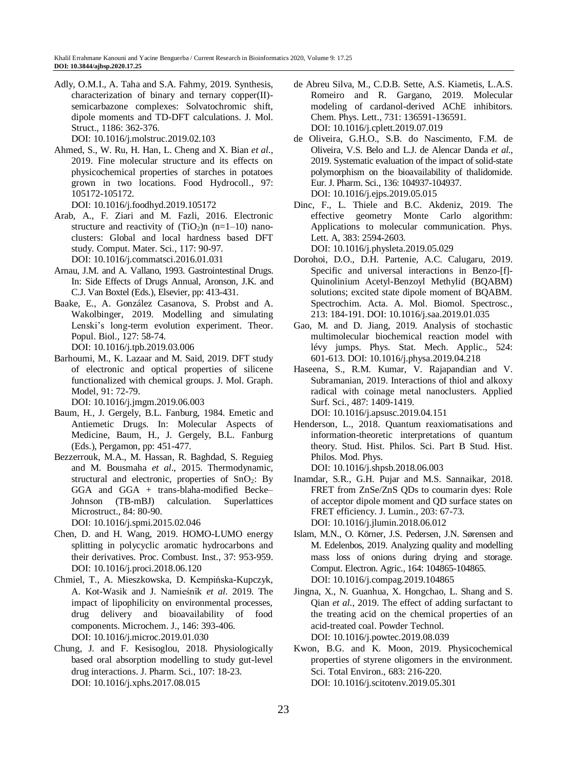Adly, O.M.I., A. Taha and S.A. Fahmy, 2019. Synthesis, characterization of binary and ternary copper(II)-semicarbazone complexes: Solvatochromic shift, dipole moments and TD-DFT calculations. J. Mol. Struct., 1186: 362-376. DOI: 10.1016/j.molstruc.2019.02.103

Ahmed, S., W. Ru, H. Han, L. Cheng and X. Bian *et al*., 2019. Fine molecular structure and its effects on physicochemical properties of starches in potatoes grown in two locations. Food Hydrocoll., 97: 105172-105172. DOI: 10.1016/j.foodhyd.2019.105172

Arab, A., F. Ziari and M. Fazli, 2016. Electronic structure and reactivity of $(TiO_2)n$ (n=1–10) nano-clusters: Global and local hardness based DFT study. Comput. Mater. Sci., 117: 90-97. DOI: 10.1016/j.commatsci.2016.01.031

Arnau, J.M. and A. Vallano, 1993. Gastrointestinal Drugs. In: Side Effects of Drugs Annual, Aronson, J.K. and C.J. Van Boxtel (Eds.), Elsevier, pp: 413-431.

Baake, E., A. González Casanova, S. Probst and A. Wakolbinger, 2019. Modelling and simulating Lenski's long-term evolution experiment. Theor. Popul. Biol., 127: 58-74. DOI: 10.1016/j.tpb.2019.03.006

Barhoumi, M., K. Lazaar and M. Said, 2019. DFT study of electronic and optical properties of silicene functionalized with chemical groups. J. Mol. Graph. Model, 91: 72-79. DOI: 10.1016/j.jmgm.2019.06.003

Baum, H., J. Gergely, B.L. Fanburg, 1984. Emetic and Antiemetic Drugs. In: Molecular Aspects of Medicine, Baum, H., J. Gergely, B.L. Fanburg (Eds.), Pergamon, pp: 451-477.

Bezzerrouk, M.A., M. Hassan, R. Baghdad, S. Reguieg and M. Bousmaha *et al*., 2015. Thermodynamic, structural and electronic, properties of $SnO_2$: By GGA and GGA + trans-blaha-modified Becke–Johnson (TB-mBJ) calculation. Superlattices Microstruct., 84: 80-90. DOI: 10.1016/j.spmi.2015.02.046

Chen, D. and H. Wang, 2019. HOMO-LUMO energy splitting in polycyclic aromatic hydrocarbons and their derivatives. Proc. Combust. Inst., 37: 953-959. DOI: 10.1016/j.proci.2018.06.120

Chmiel, T., A. Mieszkowska, D. Kempińska-Kupczyk, A. Kot-Wasik and J. Namieśnik *et al*. 2019. The impact of lipophilicity on environmental processes, drug delivery and bioavailability of food components. Microchem. J., 146: 393-406. DOI: 10.1016/j.microc.2019.01.030

Chung, J. and F. Kesisoglou, 2018. Physiologically based oral absorption modelling to study gut-level drug interactions. J. Pharm. Sci., 107: 18-23. DOI: 10.1016/j.xphs.2017.08.015

de Abreu Silva, M., C.D.B. Sette, A.S. Kiametis, L.A.S. Romeiro and R. Gargano, 2019. Molecular modeling of cardanol-derived AChE inhibitors. Chem. Phys. Lett., 731: 136591-136591. DOI: 10.1016/j.cplett.2019.07.019

de Oliveira, G.H.O., S.B. do Nascimento, F.M. de Oliveira, V.S. Belo and L.J. de Alencar Danda *et al*., 2019. Systematic evaluation of the impact of solid-state polymorphism on the bioavailability of thalidomide. Eur. J. Pharm. Sci., 136: 104937-104937. DOI: 10.1016/j.ejps.2019.05.015

Dinc, F., L. Thiele and B.C. Akdeniz, 2019. The effective geometry Monte Carlo algorithm: Applications to molecular communication. Phys. Lett. A, 383: 2594-2603. DOI: 10.1016/j.physleta.2019.05.029

Dorohoi, D.O., D.H. Partenie, A.C. Calugaru, 2019. Specific and universal interactions in Benzo-[f]-Quinolinium Acetyl-Benzoyl Methylid (BQABM) solutions; excited state dipole moment of BQABM. Spectrochim. Acta. A. Mol. Biomol. Spectrosc., 213: 184-191. DOI: 10.1016/j.saa.2019.01.035

Gao, M. and D. Jiang, 2019. Analysis of stochastic multimolecular biochemical reaction model with lévy jumps. Phys. Stat. Mech. Applic., 524: 601-613. DOI: 10.1016/j.physa.2019.04.218

Haseena, S., R.M. Kumar, V. Rajapandian and V. Subramanian, 2019. Interactions of thiol and alkoxy radical with coinage metal nanoclusters. Applied Surf. Sci., 487: 1409-1419. DOI: 10.1016/j.apsusc.2019.04.151

Henderson, L., 2018. Quantum reaxiomatisations and information-theoretic interpretations of quantum theory. Stud. Hist. Philos. Sci. Part B Stud. Hist. Philos. Mod. Phys. DOI: 10.1016/j.shpsb.2018.06.003

Inamdar, S.R., G.H. Pujar and M.S. Sannaikar, 2018. FRET from ZnSe/ZnS QDs to coumarin dyes: Role of acceptor dipole moment and QD surface states on FRET efficiency. J. Lumin., 203: 67-73. DOI: 10.1016/j.jlumin.2018.06.012

Islam, M.N., O. Körner, J.S. Pedersen, J.N. Sørensen and M. Edelenbos, 2019. Analyzing quality and modelling mass loss of onions during drying and storage. Comput. Electron. Agric., 164: 104865-104865. DOI: 10.1016/j.compag.2019.104865

Jingna, X., N. Guanhua, X. Hongchao, L. Shang and S. Qian *et al*., 2019. The effect of adding surfactant to the treating acid on the chemical properties of an acid-treated coal. Powder Technol. DOI: 10.1016/j.powtec.2019.08.039

Kwon, B.G. and K. Moon, 2019. Physicochemical properties of styrene oligomers in the environment. Sci. Total Environ., 683: 216-220. DOI: 10.1016/j.scitotenv.2019.05.301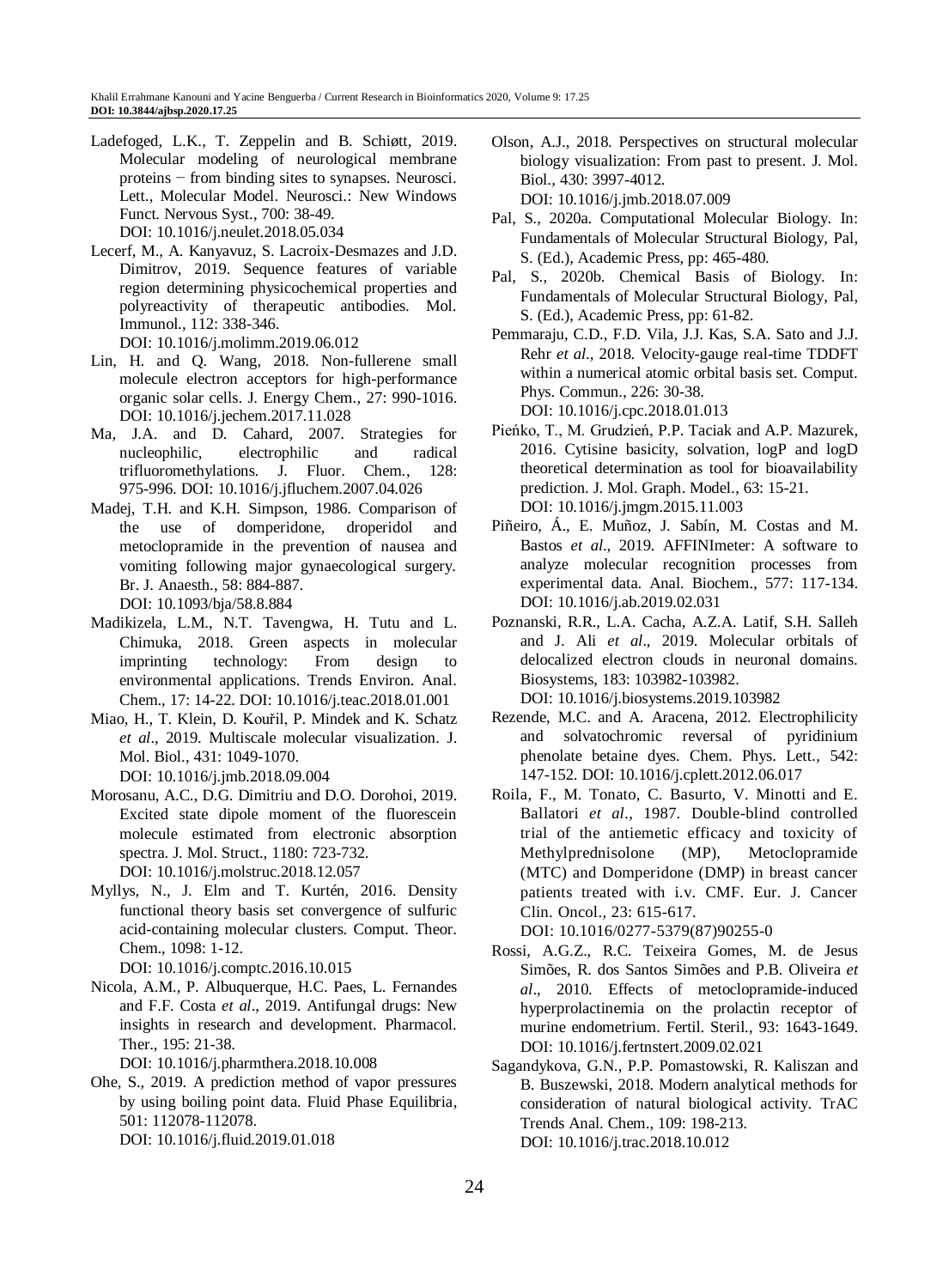Ladefoged, L.K., T. Zeppelin and B. Schiøtt, 2019. Molecular modeling of neurological membrane proteins − from binding sites to synapses. Neurosci. Lett., Molecular Model. Neurosci.: New Windows Funct. Nervous Syst., 700: 38-49. DOI: 10.1016/j.neulet.2018.05.034

Lecerf, M., A. Kanyavuz, S. Lacroix-Desmazes and J.D. Dimitrov, 2019. Sequence features of variable region determining physicochemical properties and polyreactivity of therapeutic antibodies. Mol. Immunol., 112: 338-346. DOI: 10.1016/j.molimm.2019.06.012

Lin, H. and Q. Wang, 2018. Non-fullerene small molecule electron acceptors for high-performance organic solar cells. J. Energy Chem., 27: 990-1016. DOI: 10.1016/j.jechem.2017.11.028

Ma, J.A. and D. Cahard, 2007. Strategies for nucleophilic, electrophilic and radical trifluoromethylations. J. Fluor. Chem., 128: 975-996. DOI: 10.1016/j.jfluchem.2007.04.026

Madej, T.H. and K.H. Simpson, 1986. Comparison of the use of domperidone, droperidol and metoclopramide in the prevention of nausea and vomiting following major gynaecological surgery. Br. J. Anaesth., 58: 884-887. DOI: 10.1093/bja/58.8.884

Madikizela, L.M., N.T. Tavengwa, H. Tutu and L. Chimuka, 2018. Green aspects in molecular imprinting technology: From design to environmental applications. Trends Environ. Anal. Chem., 17: 14-22. DOI: 10.1016/j.teac.2018.01.001

Miao, H., T. Klein, D. Kouřil, P. Mindek and K. Schatz *et al*., 2019. Multiscale molecular visualization. J. Mol. Biol., 431: 1049-1070. DOI: 10.1016/j.jmb.2018.09.004

Morosanu, A.C., D.G. Dimitriu and D.O. Dorohoi, 2019. Excited state dipole moment of the fluorescein molecule estimated from electronic absorption spectra. J. Mol. Struct., 1180: 723-732. DOI: 10.1016/j.molstruc.2018.12.057

Myllys, N., J. Elm and T. Kurtén, 2016. Density functional theory basis set convergence of sulfuric acid-containing molecular clusters. Comput. Theor. Chem., 1098: 1-12. DOI: 10.1016/j.comptc.2016.10.015

Nicola, A.M., P. Albuquerque, H.C. Paes, L. Fernandes and F.F. Costa *et al*., 2019. Antifungal drugs: New insights in research and development. Pharmacol. Ther., 195: 21-38. DOI: 10.1016/j.pharmthera.2018.10.008

Ohe, S., 2019. A prediction method of vapor pressures by using boiling point data. Fluid Phase Equilibria, 501: 112078-112078. DOI: 10.1016/j.fluid.2019.01.018

Olson, A.J., 2018. Perspectives on structural molecular biology visualization: From past to present. J. Mol. Biol., 430: 3997-4012. DOI: 10.1016/j.jmb.2018.07.009

Pal, S., 2020a. Computational Molecular Biology. In: Fundamentals of Molecular Structural Biology, Pal, S. (Ed.), Academic Press, pp: 465-480.

Pal, S., 2020b. Chemical Basis of Biology. In: Fundamentals of Molecular Structural Biology, Pal, S. (Ed.), Academic Press, pp: 61-82.

Pemmaraju, C.D., F.D. Vila, J.J. Kas, S.A. Sato and J.J. Rehr *et al*., 2018. Velocity-gauge real-time TDDFT within a numerical atomic orbital basis set. Comput. Phys. Commun., 226: 30-38. DOI: 10.1016/j.cpc.2018.01.013

Pieńko, T., M. Grudzień, P.P. Taciak and A.P. Mazurek, 2016. Cytisine basicity, solvation, logP and logD theoretical determination as tool for bioavailability prediction. J. Mol. Graph. Model., 63: 15-21. DOI: 10.1016/j.jmgm.2015.11.003

Piñeiro, Á., E. Muñoz, J. Sabín, M. Costas and M. Bastos *et al*., 2019. AFFINImeter: A software to analyze molecular recognition processes from experimental data. Anal. Biochem., 577: 117-134. DOI: 10.1016/j.ab.2019.02.031

Poznanski, R.R., L.A. Cacha, A.Z.A. Latif, S.H. Salleh and J. Ali *et al*., 2019. Molecular orbitals of delocalized electron clouds in neuronal domains. Biosystems, 183: 103982-103982. DOI: 10.1016/j.biosystems.2019.103982

Rezende, M.C. and A. Aracena, 2012. Electrophilicity and solvatochromic reversal of pyridinium phenolate betaine dyes. Chem. Phys. Lett., 542: 147-152. DOI: 10.1016/j.cplett.2012.06.017

Roila, F., M. Tonato, C. Basurto, V. Minotti and E. Ballatori *et al*., 1987. Double-blind controlled trial of the antiemetic efficacy and toxicity of Methylprednisolone (MP), Metoclopramide (MTC) and Domperidone (DMP) in breast cancer patients treated with i.v. CMF. Eur. J. Cancer Clin. Oncol., 23: 615-617. DOI: 10.1016/0277-5379(87)90255-0

Rossi, A.G.Z., R.C. Teixeira Gomes, M. de Jesus Simões, R. dos Santos Simões and P.B. Oliveira *et al*., 2010. Effects of metoclopramide-induced hyperprolactinemia on the prolactin receptor of murine endometrium. Fertil. Steril., 93: 1643-1649. DOI: 10.1016/j.fertnstert.2009.02.021

Sagandykova, G.N., P.P. Pomastowski, R. Kaliszan and B. Buszewski, 2018. Modern analytical methods for consideration of natural biological activity. TrAC Trends Anal. Chem., 109: 198-213. DOI: 10.1016/j.trac.2018.10.012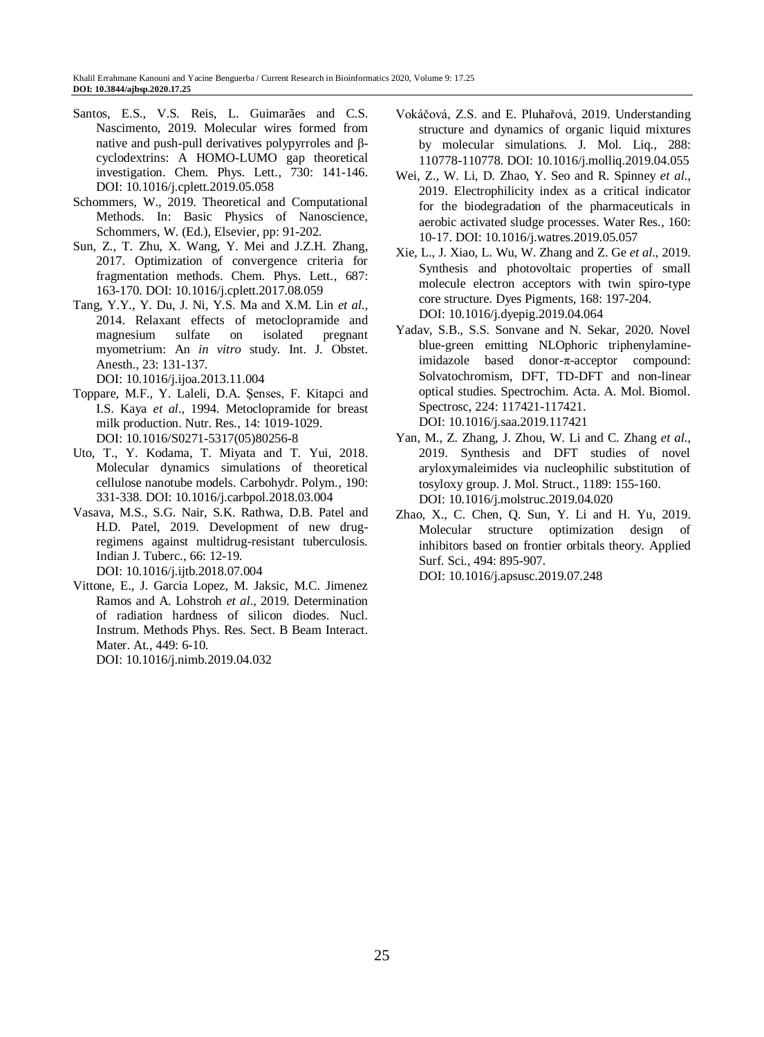Santos, E.S., V.S. Reis, L. Guimarães and C.S. Nascimento, 2019. Molecular wires formed from native and push-pull derivatives polypyrroles and β-cyclodextrins: A HOMO-LUMO gap theoretical investigation. Chem. Phys. Lett., 730: 141-146. DOI: 10.1016/j.cplett.2019.05.058

Schommers, W., 2019. Theoretical and Computational Methods. In: Basic Physics of Nanoscience, Schommers, W. (Ed.), Elsevier, pp: 91-202.

Sun, Z., T. Zhu, X. Wang, Y. Mei and J.Z.H. Zhang, 2017. Optimization of convergence criteria for fragmentation methods. Chem. Phys. Lett., 687: 163-170. DOI: 10.1016/j.cplett.2017.08.059

Tang, Y.Y., Y. Du, J. Ni, Y.S. Ma and X.M. Lin *et al*., 2014. Relaxant effects of metoclopramide and magnesium sulfate on isolated pregnant myometrium: An *in vitro* study. Int. J. Obstet. Anesth., 23: 131-137. DOI: 10.1016/j.ijoa.2013.11.004

Toppare, M.F., Y. Laleli, D.A. Şenses, F. Kitapci and I.S. Kaya *et al*., 1994. Metoclopramide for breast milk production. Nutr. Res., 14: 1019-1029. DOI: 10.1016/S0271-5317(05)80256-8

Uto, T., Y. Kodama, T. Miyata and T. Yui, 2018. Molecular dynamics simulations of theoretical cellulose nanotube models. Carbohydr. Polym., 190: 331-338. DOI: 10.1016/j.carbpol.2018.03.004

Vasava, M.S., S.G. Nair, S.K. Rathwa, D.B. Patel and H.D. Patel, 2019. Development of new drug-regimens against multidrug-resistant tuberculosis. Indian J. Tuberc., 66: 12-19. DOI: 10.1016/j.ijtb.2018.07.004

Vittone, E., J. Garcia Lopez, M. Jaksic, M.C. Jimenez Ramos and A. Lohstroh *et al*., 2019. Determination of radiation hardness of silicon diodes. Nucl. Instrum. Methods Phys. Res. Sect. B Beam Interact. Mater. At., 449: 6-10. DOI: 10.1016/j.nimb.2019.04.032

Vokáčová, Z.S. and E. Pluhařová, 2019. Understanding structure and dynamics of organic liquid mixtures by molecular simulations. J. Mol. Liq., 288: 110778-110778. DOI: 10.1016/j.molliq.2019.04.055

Wei, Z., W. Li, D. Zhao, Y. Seo and R. Spinney *et al*., 2019. Electrophilicity index as a critical indicator for the biodegradation of the pharmaceuticals in aerobic activated sludge processes. Water Res., 160: 10-17. DOI: 10.1016/j.watres.2019.05.057

Xie, L., J. Xiao, L. Wu, W. Zhang and Z. Ge *et al*., 2019. Synthesis and photovoltaic properties of small molecule electron acceptors with twin spiro-type core structure. Dyes Pigments, 168: 197-204. DOI: 10.1016/j.dyepig.2019.04.064

Yadav, S.B., S.S. Sonvane and N. Sekar, 2020. Novel blue-green emitting NLOphoric triphenylamine-imidazole based donor-π-acceptor compound: Solvatochromism, DFT, TD-DFT and non-linear optical studies. Spectrochim. Acta. A. Mol. Biomol. Spectrosc, 224: 117421-117421. DOI: 10.1016/j.saa.2019.117421

Yan, M., Z. Zhang, J. Zhou, W. Li and C. Zhang *et al*., 2019. Synthesis and DFT studies of novel aryloxymaleimides via nucleophilic substitution of tosyloxy group. J. Mol. Struct., 1189: 155-160. DOI: 10.1016/j.molstruc.2019.04.020

Zhao, X., C. Chen, Q. Sun, Y. Li and H. Yu, 2019. Molecular structure optimization design of inhibitors based on frontier orbitals theory. Applied Surf. Sci., 494: 895-907. DOI: 10.1016/j.apsusc.2019.07.248